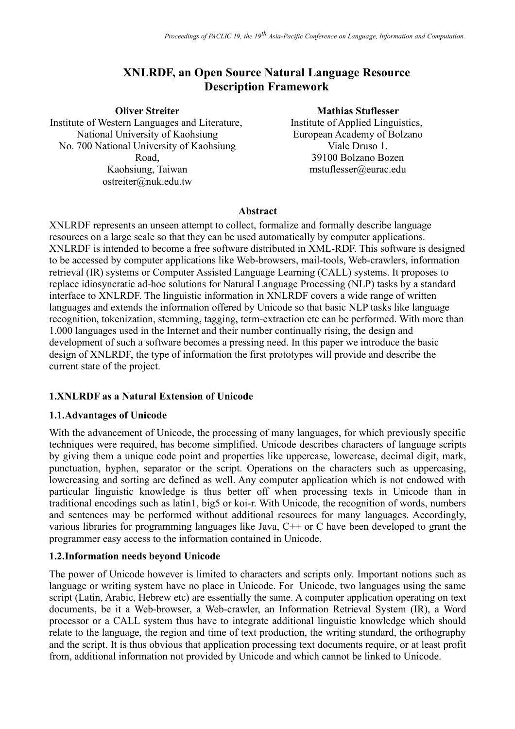# XNLRDF, an Open Source Natural Language Resource Description Framework

**Oliver Streiter**
Institute of Western Languages and Literature,
National University of Kaohsiung
No. 700 National University of Kaohsiung Road,
Kaohsiung, Taiwan
ostreiter@nuk.edu.tw

**Mathias Stuflesser**
Institute of Applied Linguistics,
European Academy of Bolzano
Viale Druso 1.
39100 Bolzano Bozen
mstuflesser@eurac.edu

## Abstract

XNLRDF represents an unseen attempt to collect, formalize and formally describe language resources on a large scale so that they can be used automatically by computer applications. XNLRDF is intended to become a free software distributed in XML-RDF. This software is designed to be accessed by computer applications like Web-browsers, mail-tools, Web-crawlers, information retrieval (IR) systems or Computer Assisted Language Learning (CALL) systems. It proposes to replace idiosyncratic ad-hoc solutions for Natural Language Processing (NLP) tasks by a standard interface to XNLRDF. The linguistic information in XNLRDF covers a wide range of written languages and extends the information offered by Unicode so that basic NLP tasks like language recognition, tokenization, stemming, tagging, term-extraction etc can be performed. With more than 1.000 languages used in the Internet and their number continually rising, the design and development of such a software becomes a pressing need. In this paper we introduce the basic design of XNLRDF, the type of information the first prototypes will provide and describe the current state of the project.

## 1.XNLRDF as a Natural Extension of Unicode

### 1.1.Advantages of Unicode

With the advancement of Unicode, the processing of many languages, for which previously specific techniques were required, has become simplified. Unicode describes characters of language scripts by giving them a unique code point and properties like uppercase, lowercase, decimal digit, mark, punctuation, hyphen, separator or the script. Operations on the characters such as uppercasing, lowercasing and sorting are defined as well. Any computer application which is not endowed with particular linguistic knowledge is thus better off when processing texts in Unicode than in traditional encodings such as latin1, big5 or koi-r. With Unicode, the recognition of words, numbers and sentences may be performed without additional resources for many languages. Accordingly, various libraries for programming languages like Java, C++ or C have been developed to grant the programmer easy access to the information contained in Unicode.

### 1.2.Information needs beyond Unicode

The power of Unicode however is limited to characters and scripts only. Important notions such as language or writing system have no place in Unicode. For Unicode, two languages using the same script (Latin, Arabic, Hebrew etc) are essentially the same. A computer application operating on text documents, be it a Web-browser, a Web-crawler, an Information Retrieval System (IR), a Word processor or a CALL system thus have to integrate additional linguistic knowledge which should relate to the language, the region and time of text production, the writing standard, the orthography and the script. It is thus obvious that application processing text documents require, or at least profit from, additional information not provided by Unicode and which cannot be linked to Unicode.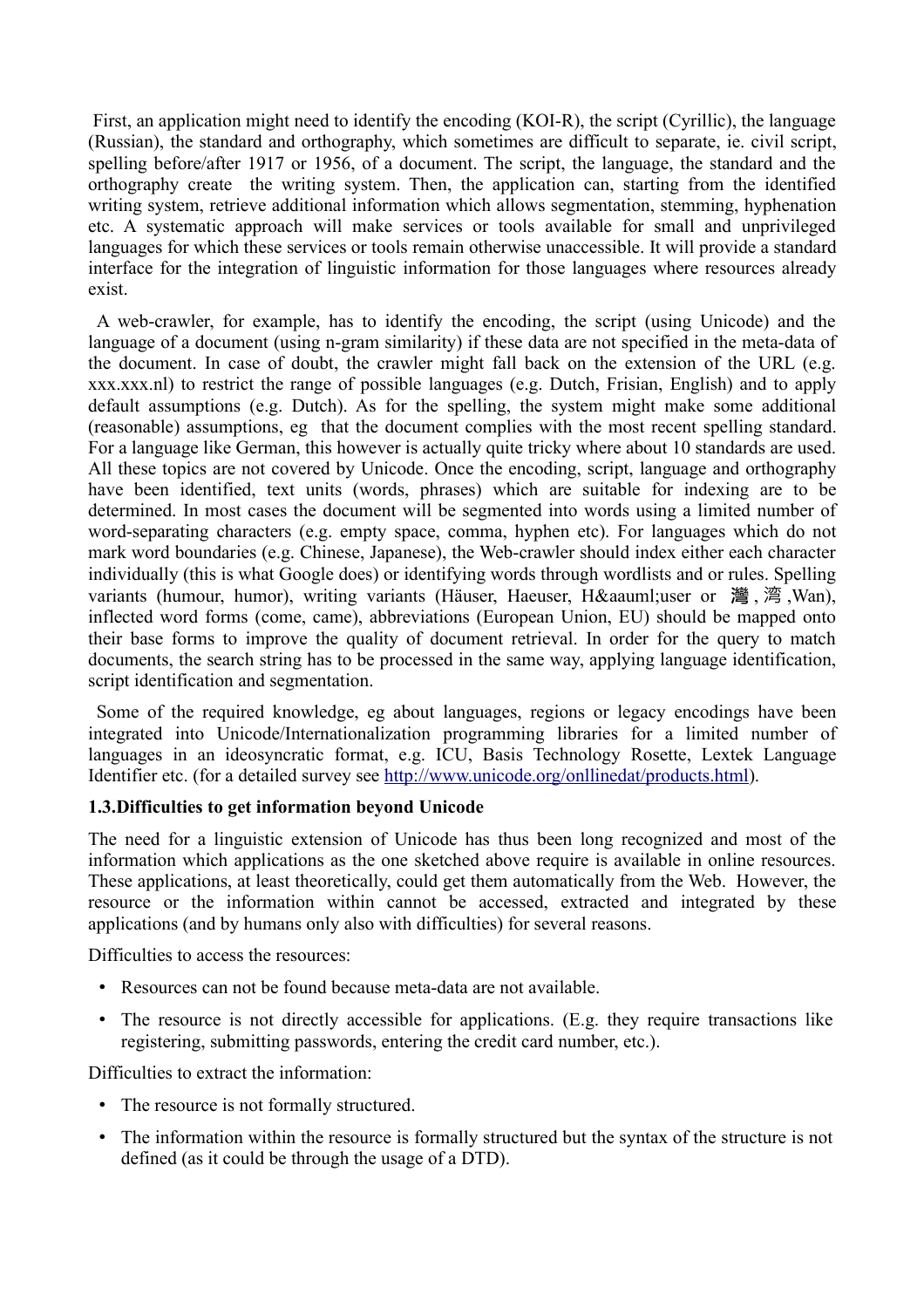First, an application might need to identify the encoding (KOI-R), the script (Cyrillic), the language (Russian), the standard and orthography, which sometimes are difficult to separate, ie. civil script, spelling before/after 1917 or 1956, of a document. The script, the language, the standard and the orthography create the writing system. Then, the application can, starting from the identified writing system, retrieve additional information which allows segmentation, stemming, hyphenation etc. A systematic approach will make services or tools available for small and unprivileged languages for which these services or tools remain otherwise unaccessible. It will provide a standard interface for the integration of linguistic information for those languages where resources already exist.

A web-crawler, for example, has to identify the encoding, the script (using Unicode) and the language of a document (using n-gram similarity) if these data are not specified in the meta-data of the document. In case of doubt, the crawler might fall back on the extension of the URL (e.g. xxx.xxx.nl) to restrict the range of possible languages (e.g. Dutch, Frisian, English) and to apply default assumptions (e.g. Dutch). As for the spelling, the system might make some additional (reasonable) assumptions, eg that the document complies with the most recent spelling standard. For a language like German, this however is actually quite tricky where about 10 standards are used. All these topics are not covered by Unicode. Once the encoding, script, language and orthography have been identified, text units (words, phrases) which are suitable for indexing are to be determined. In most cases the document will be segmented into words using a limited number of word-separating characters (e.g. empty space, comma, hyphen etc). For languages which do not mark word boundaries (e.g. Chinese, Japanese), the Web-crawler should index either each character individually (this is what Google does) or identifying words through wordlists and or rules. Spelling variants (humour, humor), writing variants (Häuser, Haeuser, H&aauml;user or 灣, 湾, Wan), inflected word forms (come, came), abbreviations (European Union, EU) should be mapped onto their base forms to improve the quality of document retrieval. In order for the query to match documents, the search string has to be processed in the same way, applying language identification, script identification and segmentation.

Some of the required knowledge, eg about languages, regions or legacy encodings have been integrated into Unicode/Internationalization programming libraries for a limited number of languages in an ideosyncratic format, e.g. ICU, Basis Technology Rosette, Lextek Language Identifier etc. (for a detailed survey see http://www.unicode.org/onllinedat/products.html).

### 1.3.Difficulties to get information beyond Unicode

The need for a linguistic extension of Unicode has thus been long recognized and most of the information which applications as the one sketched above require is available in online resources. These applications, at least theoretically, could get them automatically from the Web. However, the resource or the information within cannot be accessed, extracted and integrated by these applications (and by humans only also with difficulties) for several reasons.

Difficulties to access the resources:

- Resources can not be found because meta-data are not available.
- The resource is not directly accessible for applications. (E.g. they require transactions like registering, submitting passwords, entering the credit card number, etc.).

Difficulties to extract the information:

- The resource is not formally structured.
- The information within the resource is formally structured but the syntax of the structure is not defined (as it could be through the usage of a DTD).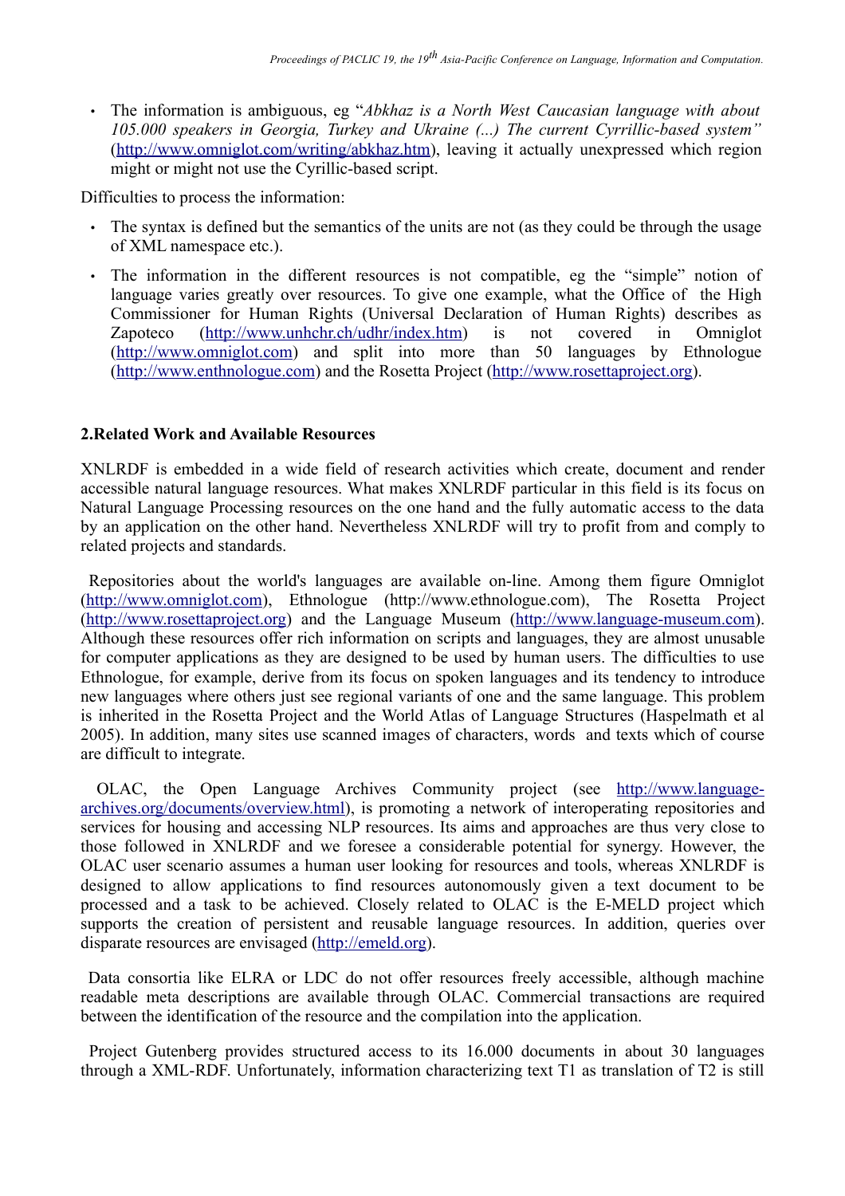- The information is ambiguous, eg "*Abkhaz is a North West Caucasian language with about 105.000 speakers in Georgia, Turkey and Ukraine (...) The current Cyrrillic-based system*" (http://www.omniglot.com/writing/abkhaz.htm), leaving it actually unexpressed which region might or might not use the Cyrillic-based script.

Difficulties to process the information:

- The syntax is defined but the semantics of the units are not (as they could be through the usage of XML namespace etc.).
- The information in the different resources is not compatible, eg the "simple" notion of language varies greatly over resources. To give one example, what the Office of the High Commissioner for Human Rights (Universal Declaration of Human Rights) describes as Zapoteco (http://www.unhchr.ch/udhr/index.htm) is not covered in Omniglot (http://www.omniglot.com) and split into more than 50 languages by Ethnologue (http://www.enthnologue.com) and the Rosetta Project (http://www.rosettaproject.org).

## 2.Related Work and Available Resources

XNLRDF is embedded in a wide field of research activities which create, document and render accessible natural language resources. What makes XNLRDF particular in this field is its focus on Natural Language Processing resources on the one hand and the fully automatic access to the data by an application on the other hand. Nevertheless XNLRDF will try to profit from and comply to related projects and standards.

Repositories about the world's languages are available on-line. Among them figure Omniglot (http://www.omniglot.com), Ethnologue (http://www.ethnologue.com), The Rosetta Project (http://www.rosettaproject.org) and the Language Museum (http://www.language-museum.com). Although these resources offer rich information on scripts and languages, they are almost unusable for computer applications as they are designed to be used by human users. The difficulties to use Ethnologue, for example, derive from its focus on spoken languages and its tendency to introduce new languages where others just see regional variants of one and the same language. This problem is inherited in the Rosetta Project and the World Atlas of Language Structures (Haspelmath et al 2005). In addition, many sites use scanned images of characters, words and texts which of course are difficult to integrate.

OLAC, the Open Language Archives Community project (see http://www.language-archives.org/documents/overview.html), is promoting a network of interoperating repositories and services for housing and accessing NLP resources. Its aims and approaches are thus very close to those followed in XNLRDF and we foresee a considerable potential for synergy. However, the OLAC user scenario assumes a human user looking for resources and tools, whereas XNLRDF is designed to allow applications to find resources autonomously given a text document to be processed and a task to be achieved. Closely related to OLAC is the E-MELD project which supports the creation of persistent and reusable language resources. In addition, queries over disparate resources are envisaged (http://emeld.org).

Data consortia like ELRA or LDC do not offer resources freely accessible, although machine readable meta descriptions are available through OLAC. Commercial transactions are required between the identification of the resource and the compilation into the application.

Project Gutenberg provides structured access to its 16.000 documents in about 30 languages through a XML-RDF. Unfortunately, information characterizing text T1 as translation of T2 is still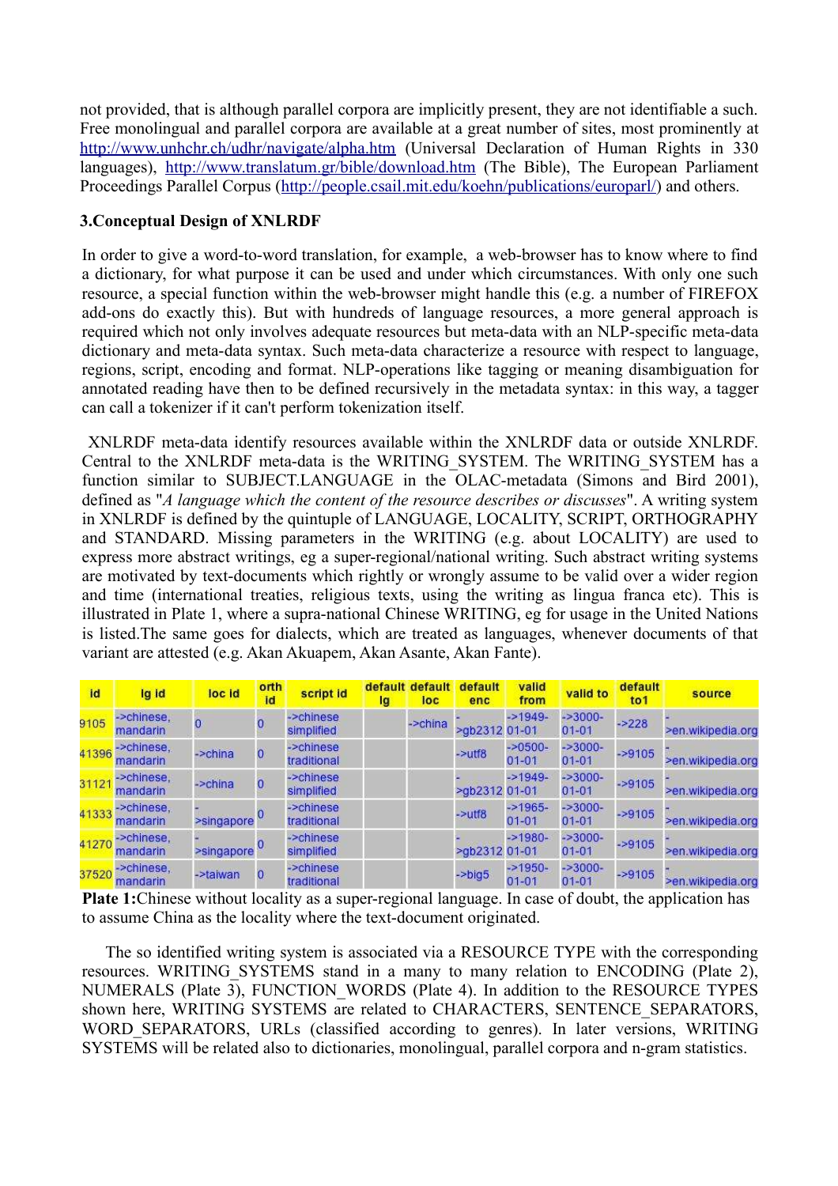not provided, that is although parallel corpora are implicitly present, they are not identifiable a such. Free monolingual and parallel corpora are available at a great number of sites, most prominently at http://www.unhchr.ch/udhr/navigate/alpha.htm (Universal Declaration of Human Rights in 330 languages), http://www.translatum.gr/bible/download.htm (The Bible), The European Parliament Proceedings Parallel Corpus (http://people.csail.mit.edu/koehn/publications/europarl/) and others.

### 3.Conceptual Design of XNLRDF

In order to give a word-to-word translation, for example, a web-browser has to know where to find a dictionary, for what purpose it can be used and under which circumstances. With only one such resource, a special function within the web-browser might handle this (e.g. a number of FIREFOX add-ons do exactly this). But with hundreds of language resources, a more general approach is required which not only involves adequate resources but meta-data with an NLP-specific meta-data dictionary and meta-data syntax. Such meta-data characterize a resource with respect to language, regions, script, encoding and format. NLP-operations like tagging or meaning disambiguation for annotated reading have then to be defined recursively in the metadata syntax: in this way, a tagger can call a tokenizer if it can't perform tokenization itself.

XNLRDF meta-data identify resources available within the XNLRDF data or outside XNLRDF. Central to the XNLRDF meta-data is the WRITING_SYSTEM. The WRITING_SYSTEM has a function similar to SUBJECT.LANGUAGE in the OLAC-metadata (Simons and Bird 2001), defined as "*A language which the content of the resource describes or discusses*". A writing system in XNLRDF is defined by the quintuple of LANGUAGE, LOCALITY, SCRIPT, ORTHOGRAPHY and STANDARD. Missing parameters in the WRITING (e.g. about LOCALITY) are used to express more abstract writings, eg a super-regional/national writing. Such abstract writing systems are motivated by text-documents which rightly or wrongly assume to be valid over a wider region and time (international treaties, religious texts, using the writing as lingua franca etc). This is illustrated in Plate 1, where a supra-national Chinese WRITING, eg for usage in the United Nations is listed.The same goes for dialects, which are treated as languages, whenever documents of that variant are attested (e.g. Akan Akuapem, Akan Asante, Akan Fante).

| id | lg id | loc id | orth id | script id | default lg | default loc | default enc | valid from | valid to | default to1 | source |
|---|---|---|---|---|---|---|---|---|---|---|---|
| 9105 | ->chinese, mandarin | 0 | 0 | ->chinese simplified | | ->china | ->gb2312 | ->1949-01-01 | ->3000-01-01 | ->228 | ->en.wikipedia.org |
| 41396 | ->chinese, mandarin | ->china | 0 | ->chinese traditional | | | ->utf8 | ->0500-01-01 | ->3000-01-01 | ->9105 | ->en.wikipedia.org |
| 31121 | ->chinese, mandarin | ->china | 0 | ->chinese simplified | | | ->gb2312 | ->1949-01-01 | ->3000-01-01 | ->9105 | ->en.wikipedia.org |
| 41333 | ->chinese, mandarin | ->singapore | 0 | ->chinese traditional | | | ->utf8 | ->1965-01-01 | ->3000-01-01 | ->9105 | ->en.wikipedia.org |
| 41270 | ->chinese, mandarin | ->singapore | 0 | ->chinese simplified | | | ->gb2312 | ->1980-01-01 | ->3000-01-01 | ->9105 | ->en.wikipedia.org |
| 37520 | ->chinese, mandarin | ->taiwan | 0 | ->chinese traditional | | | ->big5 | ->1950-01-01 | ->3000-01-01 | ->9105 | ->en.wikipedia.org |

**Plate 1:**Chinese without locality as a super-regional language. In case of doubt, the application has to assume China as the locality where the text-document originated.

The so identified writing system is associated via a RESOURCE TYPE with the corresponding resources. WRITING_SYSTEMS stand in a many to many relation to ENCODING (Plate 2), NUMERALS (Plate 3), FUNCTION_WORDS (Plate 4). In addition to the RESOURCE TYPES shown here, WRITING SYSTEMS are related to CHARACTERS, SENTENCE_SEPARATORS, WORD_SEPARATORS, URLs (classified according to genres). In later versions, WRITING SYSTEMS will be related also to dictionaries, monolingual, parallel corpora and n-gram statistics.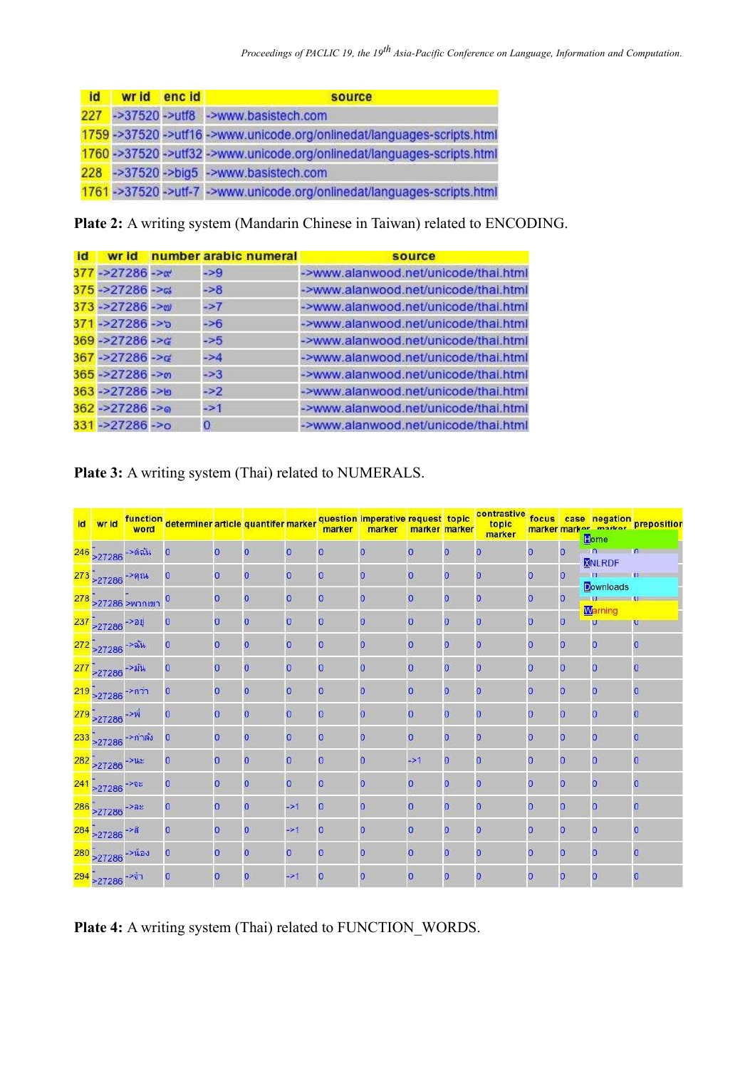| id | wr id | enc id | source |
|---|---|---|---|
| 227 | ->37520 | ->utf8 | ->www.basistech.com |
| 1759 | ->37520 | ->utf16 | ->www.unicode.org/onlinedat/languages-scripts.html |
| 1760 | ->37520 | ->utf32 | ->www.unicode.org/onlinedat/languages-scripts.html |
| 228 | ->37520 | ->big5 | ->www.basistech.com |
| 1761 | ->37520 | ->utf-7 | ->www.unicode.org/onlinedat/languages-scripts.html |

**Plate 2:** A writing system (Mandarin Chinese in Taiwan) related to ENCODING.

| id | wr id | number | arabic numeral | source |
|---|---|---|---|---|
| 377 | ->27286 | ->๙ | ->9 | ->www.alanwood.net/unicode/thai.html |
| 375 | ->27286 | ->๘ | ->8 | ->www.alanwood.net/unicode/thai.html |
| 373 | ->27286 | ->๗ | ->7 | ->www.alanwood.net/unicode/thai.html |
| 371 | ->27286 | ->๖ | ->6 | ->www.alanwood.net/unicode/thai.html |
| 369 | ->27286 | ->๕ | ->5 | ->www.alanwood.net/unicode/thai.html |
| 367 | ->27286 | ->๔ | ->4 | ->www.alanwood.net/unicode/thai.html |
| 365 | ->27286 | ->๓ | ->3 | ->www.alanwood.net/unicode/thai.html |
| 363 | ->27286 | ->๒ | ->2 | ->www.alanwood.net/unicode/thai.html |
| 362 | ->27286 | ->๑ | ->1 | ->www.alanwood.net/unicode/thai.html |
| 331 | ->27286 | ->๐ | 0 | ->www.alanwood.net/unicode/thai.html |

**Plate 3:** A writing system (Thai) related to NUMERALS.

| id | wr id | function word | determiner | article | quantifer | marker | question marker | imperative marker | request marker | topic marker | contrastive topic marker | focus marker | case marker | negation marker | preposition |
|---|---|---|---|---|---|---|---|---|---|---|---|---|---|---|---|
| 246 | ->27286 | ->ดิฉัน | 0 | 0 | 0 | 0 | 0 | 0 | 0 | 0 | 0 | 0 | 0 | 0 | 0 |
| 273 | ->27286 | ->คุณ | 0 | 0 | 0 | 0 | 0 | 0 | 0 | 0 | 0 | 0 | 0 | 0 | 0 |
| 278 | ->27286 | ->พวกเขา | 0 | 0 | 0 | 0 | 0 | 0 | 0 | 0 | 0 | 0 | 0 | 0 | 0 |
| 237 | ->27286 | ->อยู่ | 0 | 0 | 0 | 0 | 0 | 0 | 0 | 0 | 0 | 0 | 0 | 0 | 0 |
| 272 | ->27286 | ->ฉัน | 0 | 0 | 0 | 0 | 0 | 0 | 0 | 0 | 0 | 0 | 0 | 0 | 0 |
| 277 | ->27286 | ->มัน | 0 | 0 | 0 | 0 | 0 | 0 | 0 | 0 | 0 | 0 | 0 | 0 | 0 |
| 219 | ->27286 | ->กว่า | 0 | 0 | 0 | 0 | 0 | 0 | 0 | 0 | 0 | 0 | 0 | 0 | 0 |
| 279 | ->27286 | ->พี่ | 0 | 0 | 0 | 0 | 0 | 0 | 0 | 0 | 0 | 0 | 0 | 0 | 0 |
| 233 | ->27286 | ->กำลัง | 0 | 0 | 0 | 0 | 0 | 0 | 0 | 0 | 0 | 0 | 0 | 0 | 0 |
| 282 | ->27286 | ->และ | 0 | 0 | 0 | 0 | 0 | 0 | ->1 | 0 | 0 | 0 | 0 | 0 | 0 |
| 241 | ->27286 | ->จะ | 0 | 0 | 0 | 0 | 0 | 0 | 0 | 0 | 0 | 0 | 0 | 0 | 0 |
| 286 | ->27286 | ->ละ | 0 | 0 | 0 | ->1 | 0 | 0 | 0 | 0 | 0 | 0 | 0 | 0 | 0 |
| 284 | ->27286 | ->ดี | 0 | 0 | 0 | ->1 | 0 | 0 | 0 | 0 | 0 | 0 | 0 | 0 | 0 |
| 280 | ->27286 | ->น้อง | 0 | 0 | 0 | 0 | 0 | 0 | 0 | 0 | 0 | 0 | 0 | 0 | 0 |
| 294 | ->27286 | ->จ้ำ | 0 | 0 | 0 | ->1 | 0 | 0 | 0 | 0 | 0 | 0 | 0 | 0 | 0 |

**Plate 4:** A writing system (Thai) related to FUNCTION_WORDS.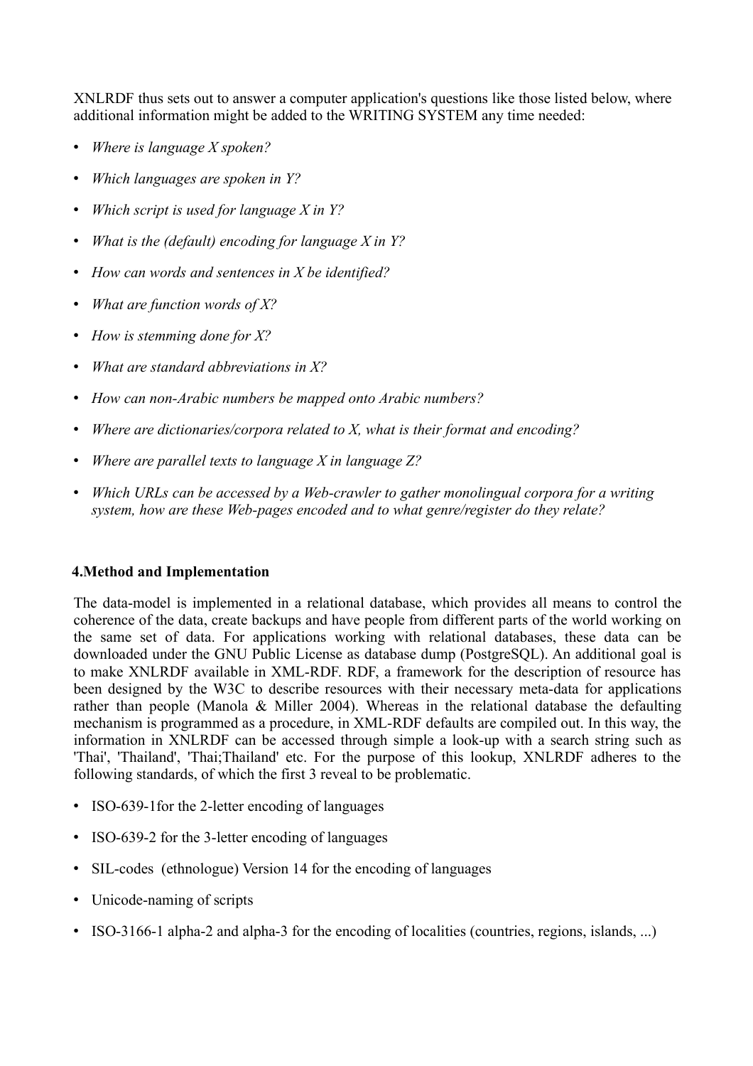XNLRDF thus sets out to answer a computer application's questions like those listed below, where additional information might be added to the WRITING SYSTEM any time needed:

- *Where is language X spoken?*
- *Which languages are spoken in Y?*
- *Which script is used for language X in Y?*
- *What is the (default) encoding for language X in Y?*
- *How can words and sentences in X be identified?*
- *What are function words of X?*
- *How is stemming done for X?*
- *What are standard abbreviations in X?*
- *How can non-Arabic numbers be mapped onto Arabic numbers?*
- *Where are dictionaries/corpora related to X, what is their format and encoding?*
- *Where are parallel texts to language X in language Z?*
- *Which URLs can be accessed by a Web-crawler to gather monolingual corpora for a writing system, how are these Web-pages encoded and to what genre/register do they relate?*

## 4.Method and Implementation

The data-model is implemented in a relational database, which provides all means to control the coherence of the data, create backups and have people from different parts of the world working on the same set of data. For applications working with relational databases, these data can be downloaded under the GNU Public License as database dump (PostgreSQL). An additional goal is to make XNLRDF available in XML-RDF. RDF, a framework for the description of resource has been designed by the W3C to describe resources with their necessary meta-data for applications rather than people (Manola & Miller 2004). Whereas in the relational database the defaulting mechanism is programmed as a procedure, in XML-RDF defaults are compiled out. In this way, the information in XNLRDF can be accessed through simple a look-up with a search string such as 'Thai', 'Thailand', 'Thai;Thailand' etc. For the purpose of this lookup, XNLRDF adheres to the following standards, of which the first 3 reveal to be problematic.

- ISO-639-1for the 2-letter encoding of languages
- ISO-639-2 for the 3-letter encoding of languages
- SIL-codes (ethnologue) Version 14 for the encoding of languages
- Unicode-naming of scripts
- ISO-3166-1 alpha-2 and alpha-3 for the encoding of localities (countries, regions, islands, ...)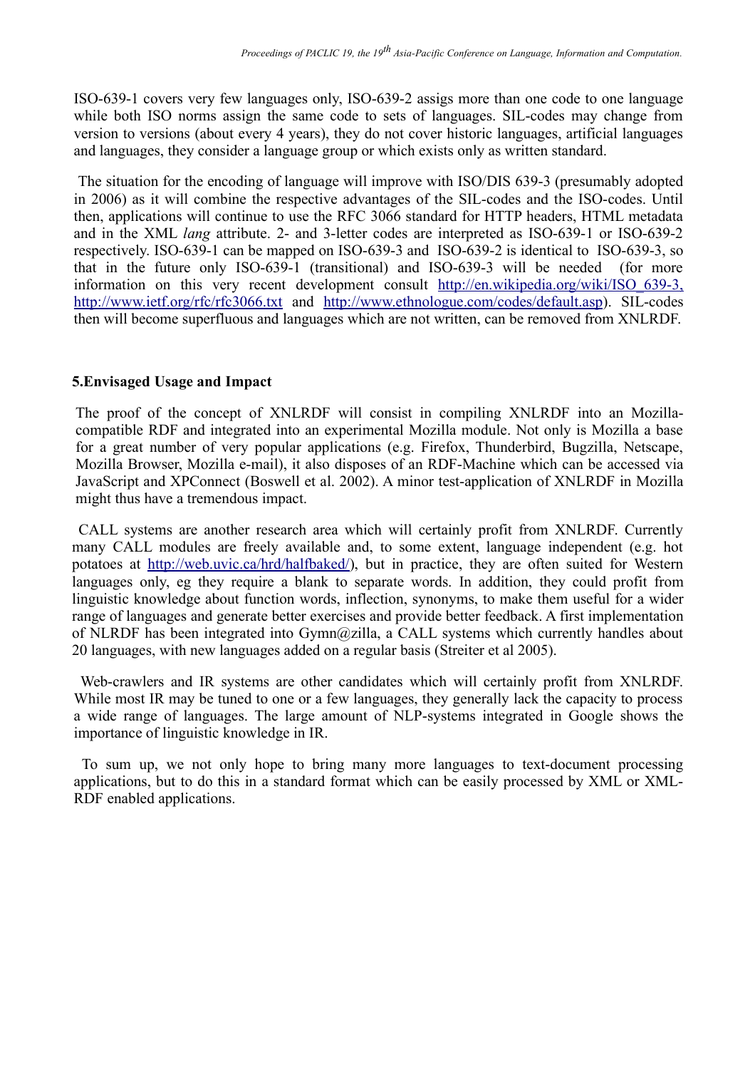ISO-639-1 covers very few languages only, ISO-639-2 assigs more than one code to one language while both ISO norms assign the same code to sets of languages. SIL-codes may change from version to versions (about every 4 years), they do not cover historic languages, artificial languages and languages, they consider a language group or which exists only as written standard.

The situation for the encoding of language will improve with ISO/DIS 639-3 (presumably adopted in 2006) as it will combine the respective advantages of the SIL-codes and the ISO-codes. Until then, applications will continue to use the RFC 3066 standard for HTTP headers, HTML metadata and in the XML *lang* attribute. 2- and 3-letter codes are interpreted as ISO-639-1 or ISO-639-2 respectively. ISO-639-1 can be mapped on ISO-639-3 and ISO-639-2 is identical to ISO-639-3, so that in the future only ISO-639-1 (transitional) and ISO-639-3 will be needed (for more information on this very recent development consult http://en.wikipedia.org/wiki/ISO_639-3, http://www.ietf.org/rfc/rfc3066.txt and http://www.ethnologue.com/codes/default.asp). SIL-codes then will become superfluous and languages which are not written, can be removed from XNLRDF.

**5.Envisaged Usage and Impact**

The proof of the concept of XNLRDF will consist in compiling XNLRDF into an Mozilla-compatible RDF and integrated into an experimental Mozilla module. Not only is Mozilla a base for a great number of very popular applications (e.g. Firefox, Thunderbird, Bugzilla, Netscape, Mozilla Browser, Mozilla e-mail), it also disposes of an RDF-Machine which can be accessed via JavaScript and XPConnect (Boswell et al. 2002). A minor test-application of XNLRDF in Mozilla might thus have a tremendous impact.

CALL systems are another research area which will certainly profit from XNLRDF. Currently many CALL modules are freely available and, to some extent, language independent (e.g. hot potatoes at http://web.uvic.ca/hrd/halfbaked/), but in practice, they are often suited for Western languages only, eg they require a blank to separate words. In addition, they could profit from linguistic knowledge about function words, inflection, synonyms, to make them useful for a wider range of languages and generate better exercises and provide better feedback. A first implementation of NLRDF has been integrated into Gymn@zilla, a CALL systems which currently handles about 20 languages, with new languages added on a regular basis (Streiter et al 2005).

Web-crawlers and IR systems are other candidates which will certainly profit from XNLRDF. While most IR may be tuned to one or a few languages, they generally lack the capacity to process a wide range of languages. The large amount of NLP-systems integrated in Google shows the importance of linguistic knowledge in IR.

To sum up, we not only hope to bring many more languages to text-document processing applications, but to do this in a standard format which can be easily processed by XML or XML-RDF enabled applications.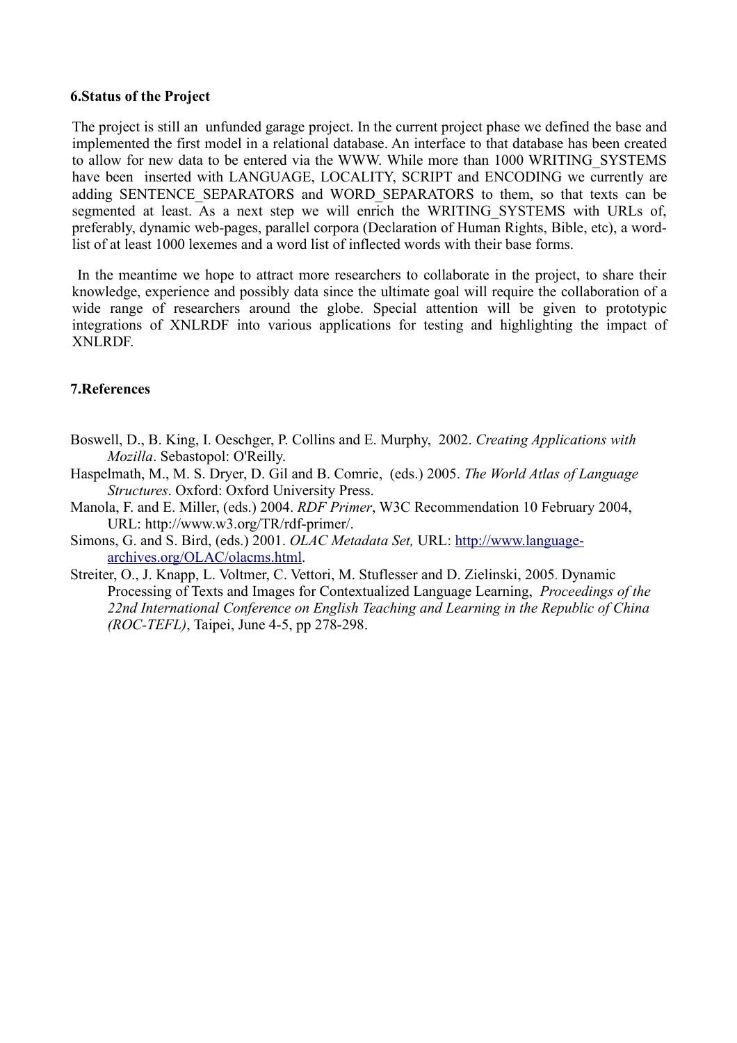## 6.Status of the Project

The project is still an unfunded garage project. In the current project phase we defined the base and implemented the first model in a relational database. An interface to that database has been created to allow for new data to be entered via the WWW. While more than 1000 WRITING_SYSTEMS have been inserted with LANGUAGE, LOCALITY, SCRIPT and ENCODING we currently are adding SENTENCE_SEPARATORS and WORD_SEPARATORS to them, so that texts can be segmented at least. As a next step we will enrich the WRITING_SYSTEMS with URLs of, preferably, dynamic web-pages, parallel corpora (Declaration of Human Rights, Bible, etc), a word-list of at least 1000 lexemes and a word list of inflected words with their base forms.

In the meantime we hope to attract more researchers to collaborate in the project, to share their knowledge, experience and possibly data since the ultimate goal will require the collaboration of a wide range of researchers around the globe. Special attention will be given to prototypic integrations of XNLRDF into various applications for testing and highlighting the impact of XNLRDF.

## 7.References

Boswell, D., B. King, I. Oeschger, P. Collins and E. Murphy, 2002. *Creating Applications with Mozilla*. Sebastopol: O'Reilly.

Haspelmath, M., M. S. Dryer, D. Gil and B. Comrie, (eds.) 2005. *The World Atlas of Language Structures*. Oxford: Oxford University Press.

Manola, F. and E. Miller, (eds.) 2004. *RDF Primer*, W3C Recommendation 10 February 2004, URL: http://www.w3.org/TR/rdf-primer/.

Simons, G. and S. Bird, (eds.) 2001. *OLAC Metadata Set,* URL: http://www.language-archives.org/OLAC/olacms.html.

Streiter, O., J. Knapp, L. Voltmer, C. Vettori, M. Stuflesser and D. Zielinski, 2005. Dynamic Processing of Texts and Images for Contextualized Language Learning, *Proceedings of the 22nd International Conference on English Teaching and Learning in the Republic of China (ROC-TEFL)*, Taipei, June 4-5, pp 278-298.